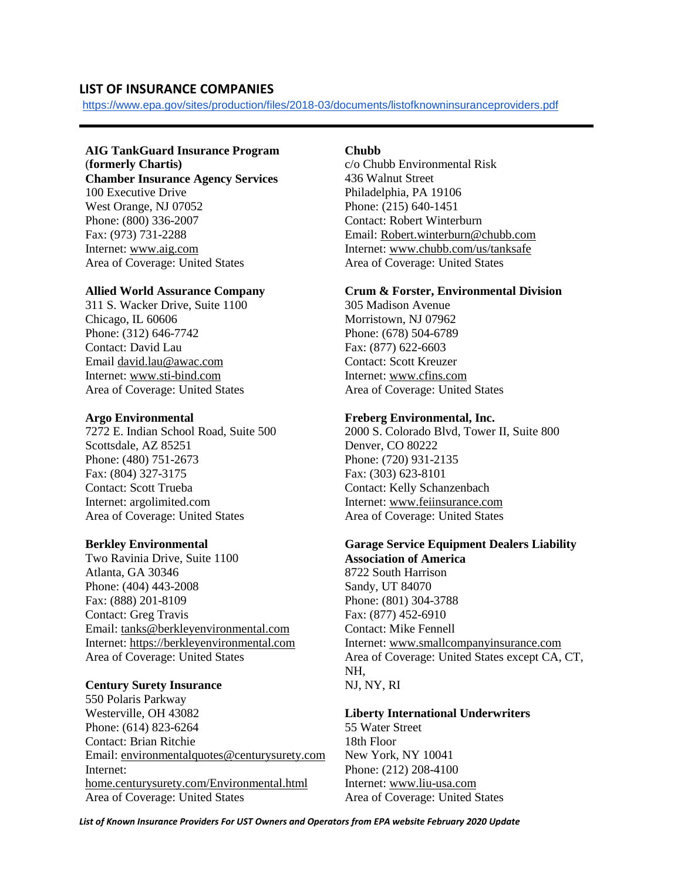## LIST OF INSURANCE COMPANIES

https://www.epa.gov/sites/production/files/2018-03/documents/listofknowninsuranceproviders.pdf

---

**AIG TankGuard Insurance Program (formerly Chartis)**
**Chamber Insurance Agency Services**
100 Executive Drive
West Orange, NJ 07052
Phone: (800) 336-2007
Fax: (973) 731-2288
Internet: www.aig.com
Area of Coverage: United States

**Allied World Assurance Company**
311 S. Wacker Drive, Suite 1100
Chicago, IL 60606
Phone: (312) 646-7742
Contact: David Lau
Email david.lau@awac.com
Internet: www.sti-bind.com
Area of Coverage: United States

**Argo Environmental**
7272 E. Indian School Road, Suite 500
Scottsdale, AZ 85251
Phone: (480) 751-2673
Fax: (804) 327-3175
Contact: Scott Trueba
Internet: argolimited.com
Area of Coverage: United States

**Berkley Environmental**
Two Ravinia Drive, Suite 1100
Atlanta, GA 30346
Phone: (404) 443-2008
Fax: (888) 201-8109
Contact: Greg Travis
Email: tanks@berkleyenvironmental.com
Internet: https://berkleyenvironmental.com
Area of Coverage: United States

**Century Surety Insurance**
550 Polaris Parkway
Westerville, OH 43082
Phone: (614) 823-6264
Contact: Brian Ritchie
Email: environmentalquotes@centurysurety.com
Internet: home.centurysurety.com/Environmental.html
Area of Coverage: United States

**Chubb**
c/o Chubb Environmental Risk
436 Walnut Street
Philadelphia, PA 19106
Phone: (215) 640-1451
Contact: Robert Winterburn
Email: Robert.winterburn@chubb.com
Internet: www.chubb.com/us/tanksafe
Area of Coverage: United States

**Crum & Forster, Environmental Division**
305 Madison Avenue
Morristown, NJ 07962
Phone: (678) 504-6789
Fax: (877) 622-6603
Contact: Scott Kreuzer
Internet: www.cfins.com
Area of Coverage: United States

**Freberg Environmental, Inc.**
2000 S. Colorado Blvd, Tower II, Suite 800
Denver, CO 80222
Phone: (720) 931-2135
Fax: (303) 623-8101
Contact: Kelly Schanzenbach
Internet: www.feiinsurance.com
Area of Coverage: United States

**Garage Service Equipment Dealers Liability Association of America**
8722 South Harrison
Sandy, UT 84070
Phone: (801) 304-3788
Fax: (877) 452-6910
Contact: Mike Fennell
Internet: www.smallcompanyinsurance.com
Area of Coverage: United States except CA, CT, NH, NJ, NY, RI

**Liberty International Underwriters**
55 Water Street
18th Floor
New York, NY 10041
Phone: (212) 208-4100
Internet: www.liu-usa.com
Area of Coverage: United States

*List of Known Insurance Providers For UST Owners and Operators from EPA website February 2020 Update*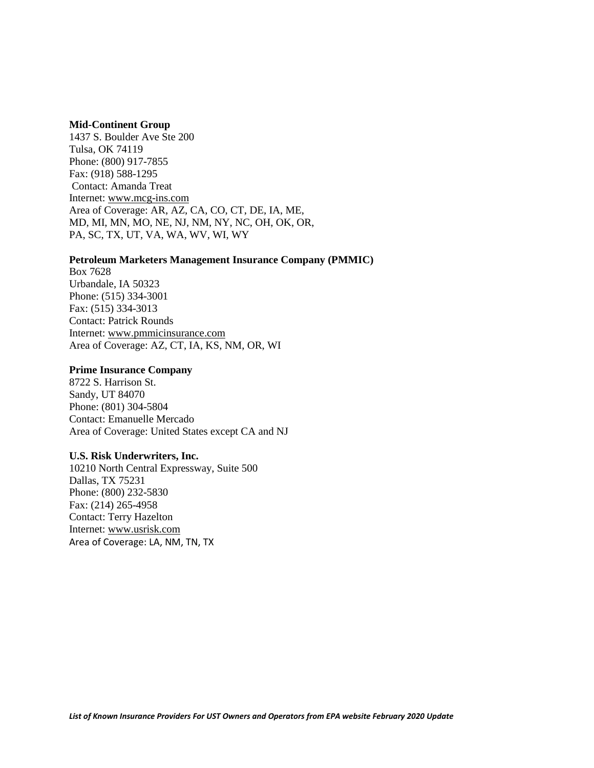**Mid-Continent Group**
1437 S. Boulder Ave Ste 200
Tulsa, OK 74119
Phone: (800) 917-7855
Fax: (918) 588-1295
Contact: Amanda Treat
Internet: www.mcg-ins.com
Area of Coverage: AR, AZ, CA, CO, CT, DE, IA, ME, MD, MI, MN, MO, NE, NJ, NM, NY, NC, OH, OK, OR, PA, SC, TX, UT, VA, WA, WV, WI, WY

**Petroleum Marketers Management Insurance Company (PMMIC)**
Box 7628
Urbandale, IA 50323
Phone: (515) 334-3001
Fax: (515) 334-3013
Contact: Patrick Rounds
Internet: www.pmmicinsurance.com
Area of Coverage: AZ, CT, IA, KS, NM, OR, WI

**Prime Insurance Company**
8722 S. Harrison St.
Sandy, UT 84070
Phone: (801) 304-5804
Contact: Emanuelle Mercado
Area of Coverage: United States except CA and NJ

**U.S. Risk Underwriters, Inc.**
10210 North Central Expressway, Suite 500
Dallas, TX 75231
Phone: (800) 232-5830
Fax: (214) 265-4958
Contact: Terry Hazelton
Internet: www.usrisk.com
Area of Coverage: LA, NM, TN, TX